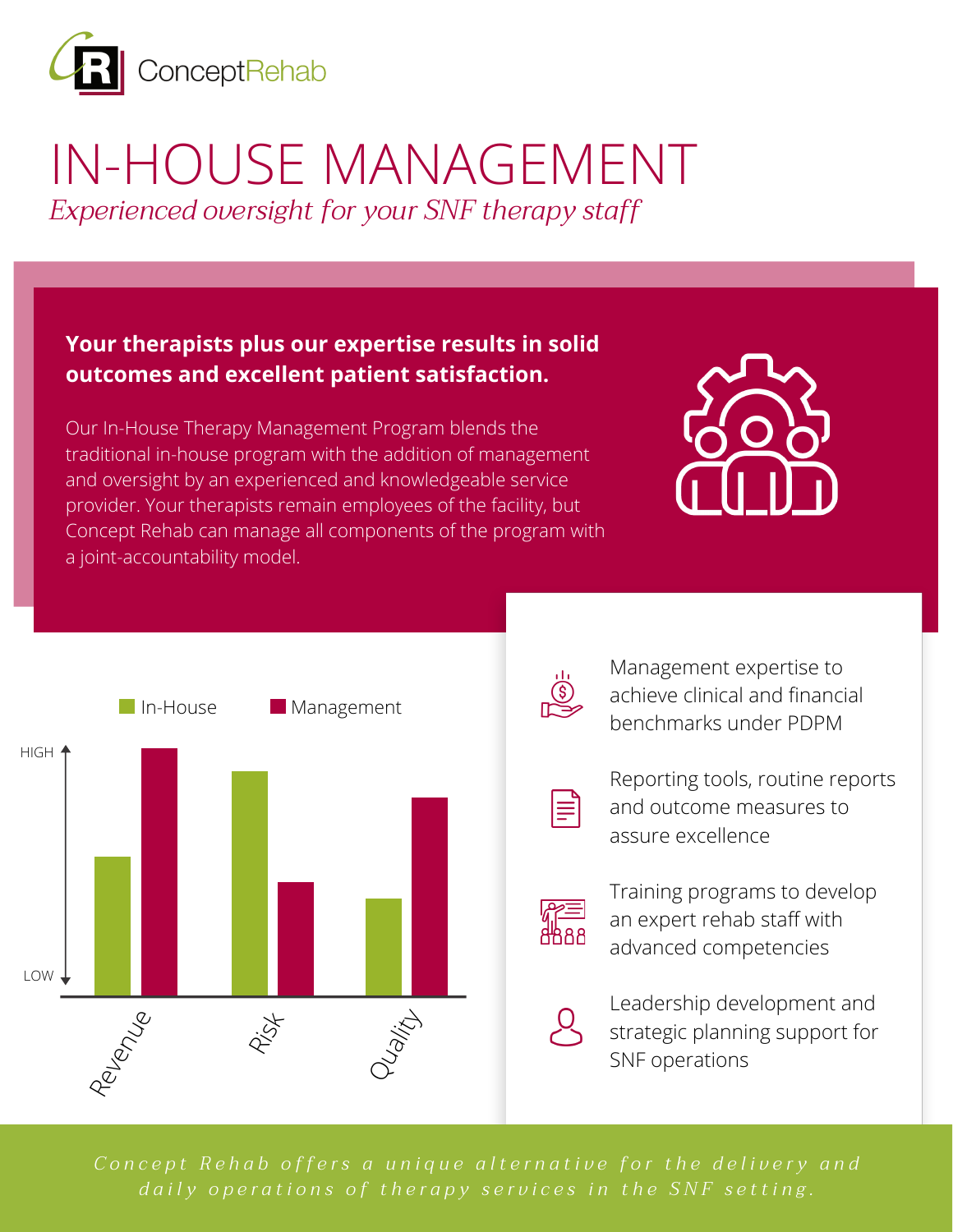ConceptRehab

# IN-HOUSE MANAGEMENT

*Experienced oversight for your SNF therapy staff*

**Your therapists plus our expertise results in solid outcomes and excellent patient satisfaction.**

Our In-House Therapy Management Program blends the traditional in-house program with the addition of management and oversight by an experienced and knowledgeable service provider. Your therapists remain employees of the facility, but Concept Rehab can manage all components of the program with a joint-accountability model.

In-House | Management

HIGH

LOW

Revenue | Risk | Quality

- Management expertise to achieve clinical and financial benchmarks under PDPM
- Reporting tools, routine reports and outcome measures to assure excellence
- Training programs to develop an expert rehab staff with advanced competencies
- Leadership development and strategic planning support for SNF operations

*Concept Rehab offers a unique alternative for the delivery and daily operations of therapy services in the SNF setting.*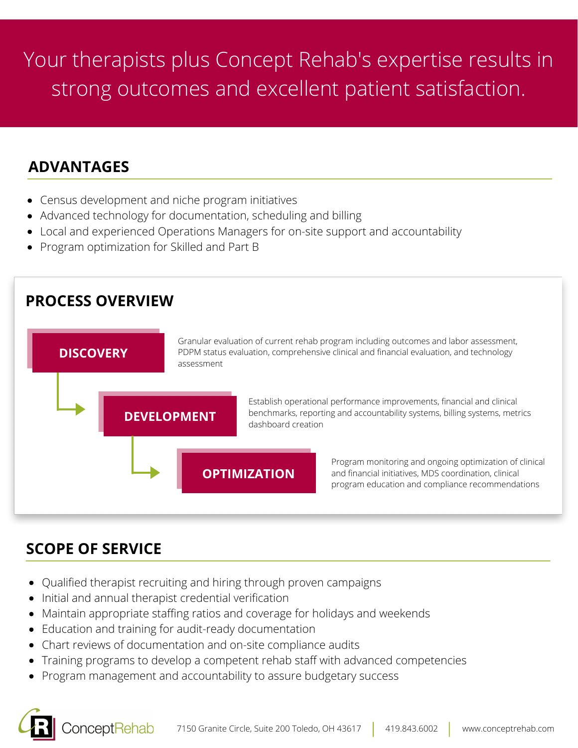Your therapists plus Concept Rehab's expertise results in strong outcomes and excellent patient satisfaction.

## ADVANTAGES

- Census development and niche program initiatives
- Advanced technology for documentation, scheduling and billing
- Local and experienced Operations Managers for on-site support and accountability
- Program optimization for Skilled and Part B

## PROCESS OVERVIEW

**DISCOVERY**

Granular evaluation of current rehab program including outcomes and labor assessment, PDPM status evaluation, comprehensive clinical and financial evaluation, and technology assessment

**DEVELOPMENT**

Establish operational performance improvements, financial and clinical benchmarks, reporting and accountability systems, billing systems, metrics dashboard creation

**OPTIMIZATION**

Program monitoring and ongoing optimization of clinical and financial initiatives, MDS coordination, clinical program education and compliance recommendations

## SCOPE OF SERVICE

- Qualified therapist recruiting and hiring through proven campaigns
- Initial and annual therapist credential verification
- Maintain appropriate staffing ratios and coverage for holidays and weekends
- Education and training for audit-ready documentation
- Chart reviews of documentation and on-site compliance audits
- Training programs to develop a competent rehab staff with advanced competencies
- Program management and accountability to assure budgetary success

ConceptRehab | 7150 Granite Circle, Suite 200 Toledo, OH 43617 | 419.843.6002 | www.conceptrehab.com